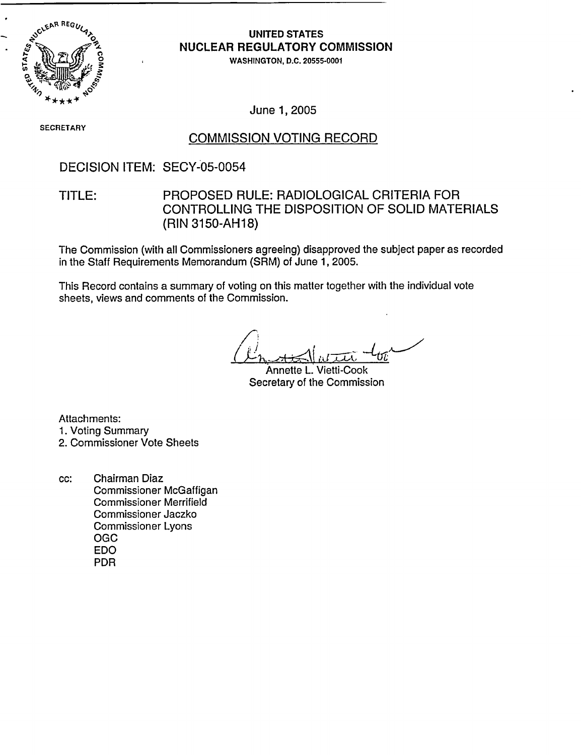**UNITED STATES**
**NUCLEAR REGULATORY COMMISSION**
WASHINGTON, D.C. 20555-0001

June 1, 2005

SECRETARY

## COMMISSION VOTING RECORD

DECISION ITEM: SECY-05-0054

TITLE: PROPOSED RULE: RADIOLOGICAL CRITERIA FOR CONTROLLING THE DISPOSITION OF SOLID MATERIALS (RIN 3150-AH18)

The Commission (with all Commissioners agreeing) disapproved the subject paper as recorded in the Staff Requirements Memorandum (SRM) of June 1, 2005.

This Record contains a summary of voting on this matter together with the individual vote sheets, views and comments of the Commission.

Annette L. Vietti-Cook
Secretary of the Commission

Attachments:
1. Voting Summary
2. Commissioner Vote Sheets

cc: Chairman Diaz
Commissioner McGaffigan
Commissioner Merrifield
Commissioner Jaczko
Commissioner Lyons
OGC
EDO
PDR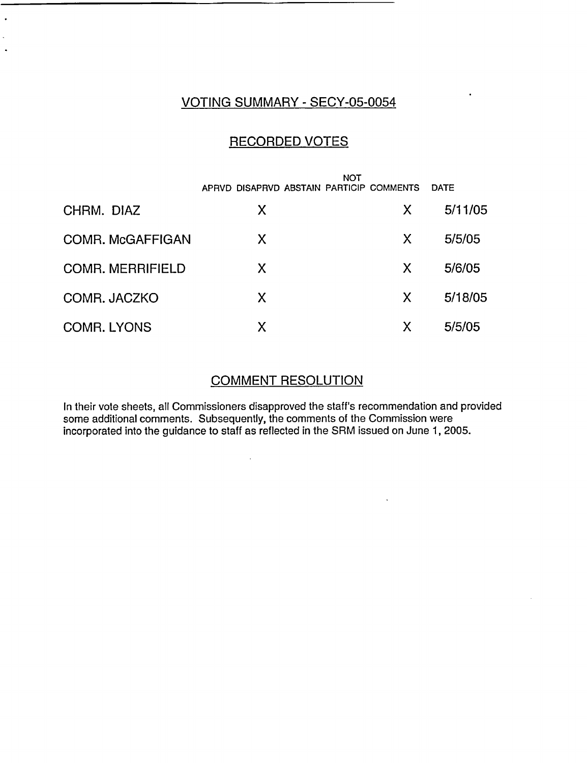## VOTING SUMMARY - SECY-05-0054

## RECORDED VOTES

| | APRVD | DISAPRVD | ABSTAIN | NOT PARTICIP | COMMENTS | DATE |
|---|---|---|---|---|---|---|
| CHRM. DIAZ | | X | | | X | 5/11/05 |
| COMR. McGAFFIGAN | | X | | | X | 5/5/05 |
| COMR. MERRIFIELD | | X | | | X | 5/6/05 |
| COMR. JACZKO | | X | | | X | 5/18/05 |
| COMR. LYONS | | X | | | X | 5/5/05 |

## COMMENT RESOLUTION

In their vote sheets, all Commissioners disapproved the staff's recommendation and provided some additional comments. Subsequently, the comments of the Commission were incorporated into the guidance to staff as reflected in the SRM issued on June 1, 2005.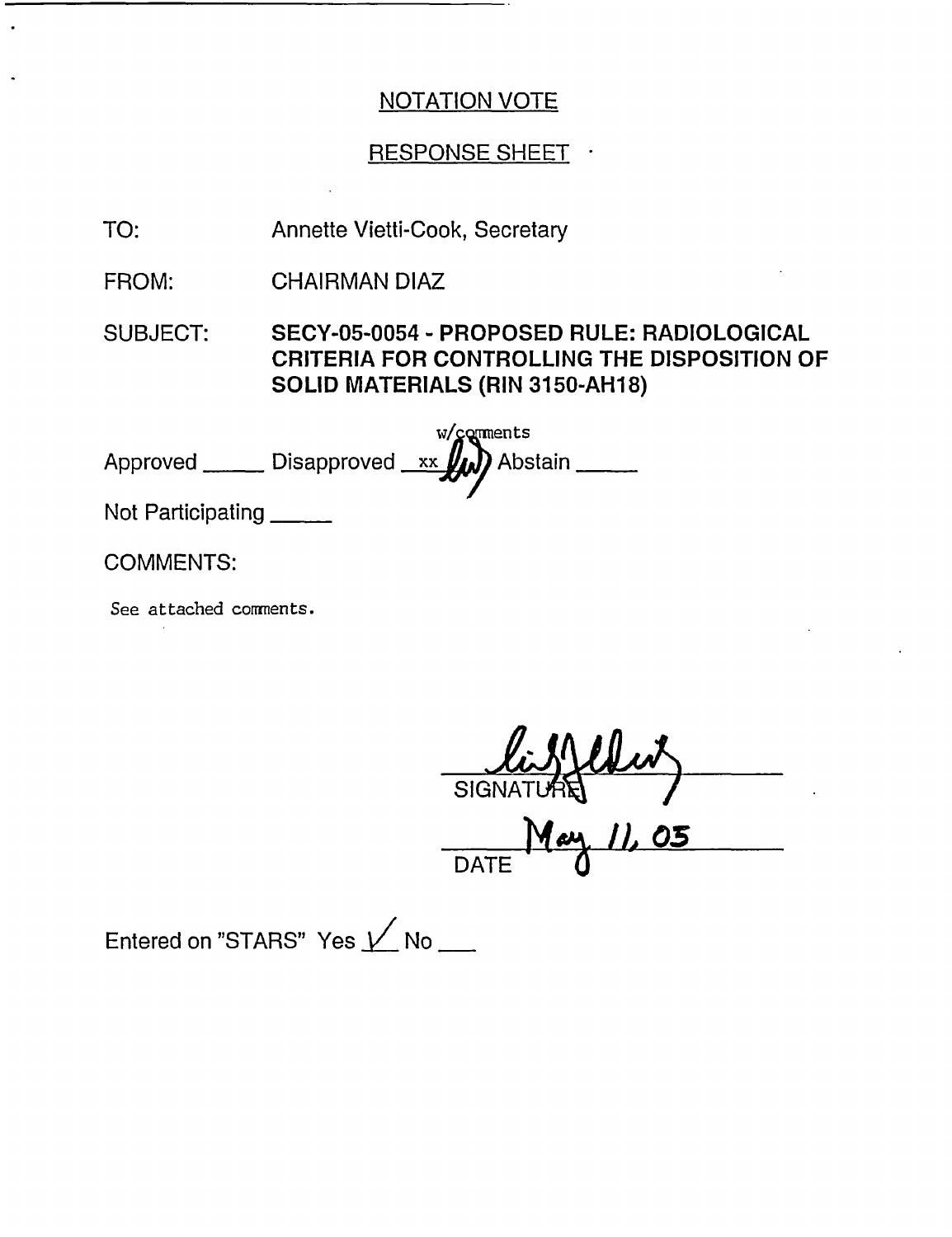## NOTATION VOTE

## RESPONSE SHEET

TO: Annette Vietti-Cook, Secretary

FROM: CHAIRMAN DIAZ

SUBJECT: **SECY-05-0054 - PROPOSED RULE: RADIOLOGICAL CRITERIA FOR CONTROLLING THE DISPOSITION OF SOLID MATERIALS (RIN 3150-AH18)**

Approved _____ Disapproved xx w/comments Abstain _____

Not Participating _____

COMMENTS:

See attached comments.

SIGNATURE

DATE May 11, 05

Entered on "STARS" Yes ✓ No ___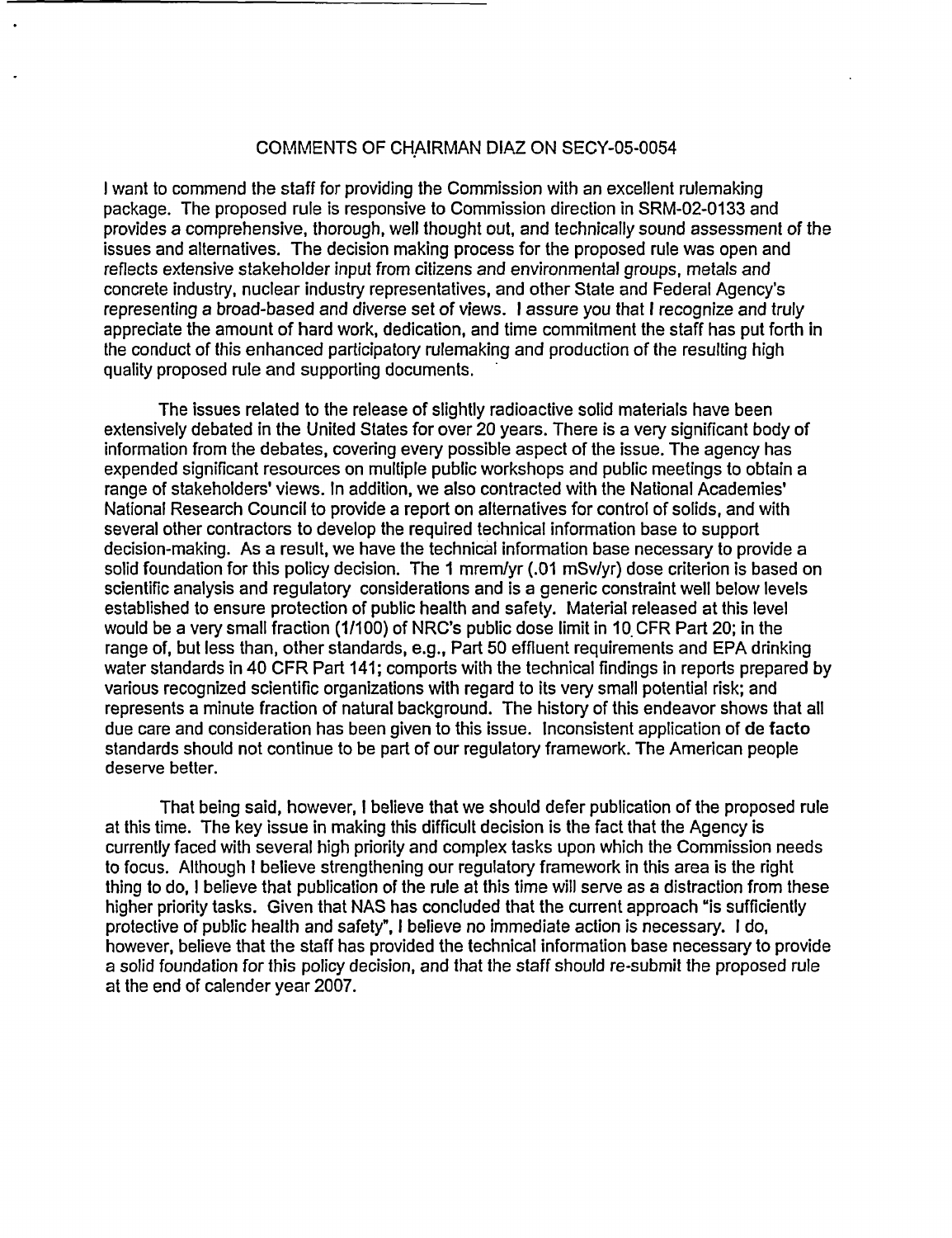# COMMENTS OF CHAIRMAN DIAZ ON SECY-05-0054

I want to commend the staff for providing the Commission with an excellent rulemaking package. The proposed rule is responsive to Commission direction in SRM-02-0133 and provides a comprehensive, thorough, well thought out, and technically sound assessment of the issues and alternatives. The decision making process for the proposed rule was open and reflects extensive stakeholder input from citizens and environmental groups, metals and concrete industry, nuclear industry representatives, and other State and Federal Agency's representing a broad-based and diverse set of views. I assure you that I recognize and truly appreciate the amount of hard work, dedication, and time commitment the staff has put forth in the conduct of this enhanced participatory rulemaking and production of the resulting high quality proposed rule and supporting documents.

The issues related to the release of slightly radioactive solid materials have been extensively debated in the United States for over 20 years. There is a very significant body of information from the debates, covering every possible aspect of the issue. The agency has expended significant resources on multiple public workshops and public meetings to obtain a range of stakeholders' views. In addition, we also contracted with the National Academies' National Research Council to provide a report on alternatives for control of solids, and with several other contractors to develop the required technical information base to support decision-making. As a result, we have the technical information base necessary to provide a solid foundation for this policy decision. The 1 mrem/yr (.01 mSv/yr) dose criterion is based on scientific analysis and regulatory considerations and is a generic constraint well below levels established to ensure protection of public health and safety. Material released at this level would be a very small fraction (1/100) of NRC's public dose limit in 10 CFR Part 20; in the range of, but less than, other standards, e.g., Part 50 effluent requirements and EPA drinking water standards in 40 CFR Part 141; comports with the technical findings in reports prepared by various recognized scientific organizations with regard to its very small potential risk; and represents a minute fraction of natural background. The history of this endeavor shows that all due care and consideration has been given to this issue. Inconsistent application of **de facto** standards should not continue to be part of our regulatory framework. The American people deserve better.

That being said, however, I believe that we should defer publication of the proposed rule at this time. The key issue in making this difficult decision is the fact that the Agency is currently faced with several high priority and complex tasks upon which the Commission needs to focus. Although I believe strengthening our regulatory framework in this area is the right thing to do, I believe that publication of the rule at this time will serve as a distraction from these higher priority tasks. Given that NAS has concluded that the current approach "is sufficiently protective of public health and safety", I believe no immediate action is necessary. I do, however, believe that the staff has provided the technical information base necessary to provide a solid foundation for this policy decision, and that the staff should re-submit the proposed rule at the end of calender year 2007.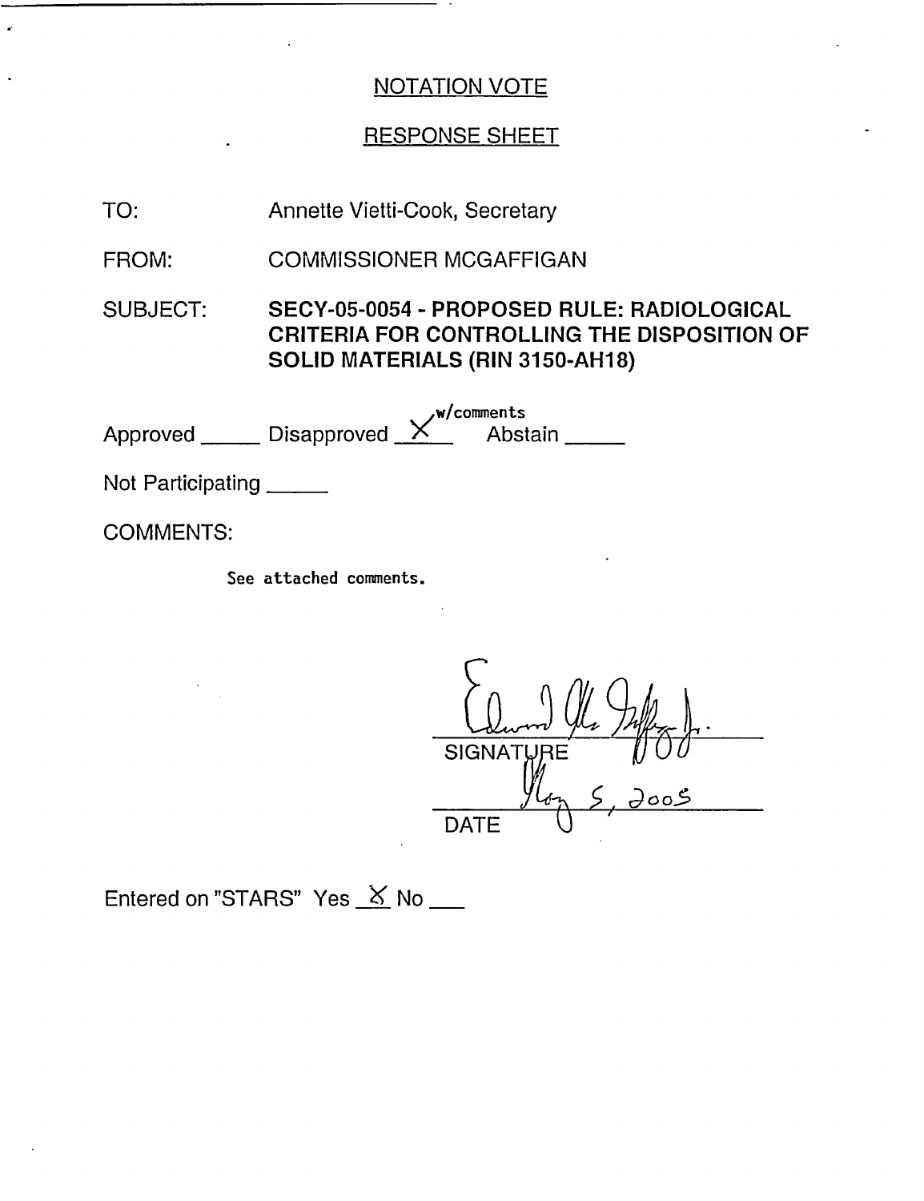## NOTATION VOTE

## RESPONSE SHEET

TO: Annette Vietti-Cook, Secretary

FROM: COMMISSIONER MCGAFFIGAN

SUBJECT: **SECY-05-0054 - PROPOSED RULE: RADIOLOGICAL CRITERIA FOR CONTROLLING THE DISPOSITION OF SOLID MATERIALS (RIN 3150-AH18)**

Approved _____ Disapproved __X__ w/comments Abstain _____

Not Participating _____

COMMENTS:

See attached comments.

SIGNATURE

May 5, 2005

DATE

Entered on "STARS" Yes __X__ No ___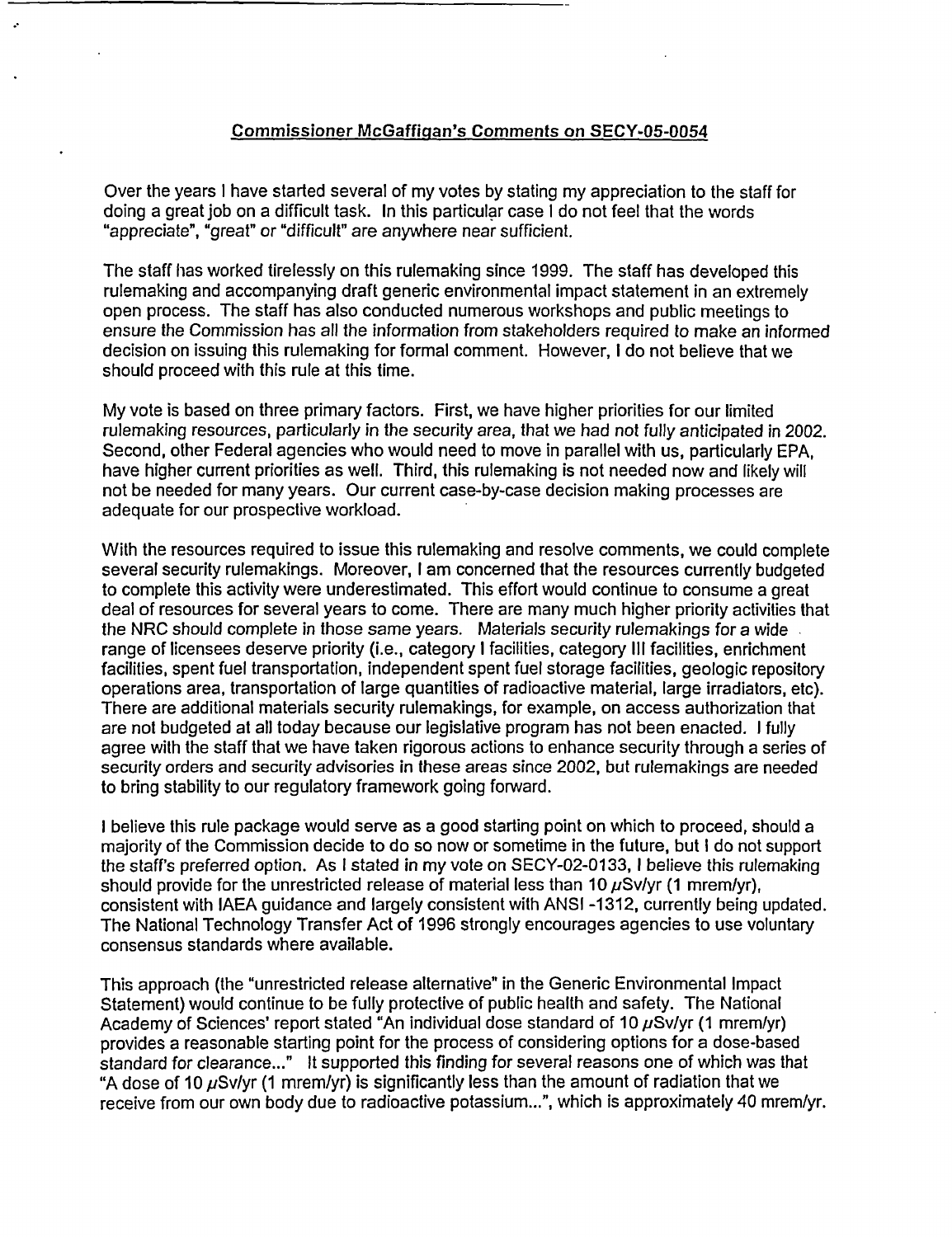## Commissioner McGaffigan's Comments on SECY-05-0054

Over the years I have started several of my votes by stating my appreciation to the staff for doing a great job on a difficult task. In this particular case I do not feel that the words "appreciate", "great" or "difficult" are anywhere near sufficient.

The staff has worked tirelessly on this rulemaking since 1999. The staff has developed this rulemaking and accompanying draft generic environmental impact statement in an extremely open process. The staff has also conducted numerous workshops and public meetings to ensure the Commission has all the information from stakeholders required to make an informed decision on issuing this rulemaking for formal comment. However, I do not believe that we should proceed with this rule at this time.

My vote is based on three primary factors. First, we have higher priorities for our limited rulemaking resources, particularly in the security area, that we had not fully anticipated in 2002. Second, other Federal agencies who would need to move in parallel with us, particularly EPA, have higher current priorities as well. Third, this rulemaking is not needed now and likely will not be needed for many years. Our current case-by-case decision making processes are adequate for our prospective workload.

With the resources required to issue this rulemaking and resolve comments, we could complete several security rulemakings. Moreover, I am concerned that the resources currently budgeted to complete this activity were underestimated. This effort would continue to consume a great deal of resources for several years to come. There are many much higher priority activities that the NRC should complete in those same years. Materials security rulemakings for a wide range of licensees deserve priority (i.e., category I facilities, category III facilities, enrichment facilities, spent fuel transportation, independent spent fuel storage facilities, geologic repository operations area, transportation of large quantities of radioactive material, large irradiators, etc). There are additional materials security rulemakings, for example, on access authorization that are not budgeted at all today because our legislative program has not been enacted. I fully agree with the staff that we have taken rigorous actions to enhance security through a series of security orders and security advisories in these areas since 2002, but rulemakings are needed to bring stability to our regulatory framework going forward.

I believe this rule package would serve as a good starting point on which to proceed, should a majority of the Commission decide to do so now or sometime in the future, but I do not support the staff's preferred option. As I stated in my vote on SECY-02-0133, I believe this rulemaking should provide for the unrestricted release of material less than 10 $\mu$Sv/yr (1 mrem/yr), consistent with IAEA guidance and largely consistent with ANSI -1312, currently being updated. The National Technology Transfer Act of 1996 strongly encourages agencies to use voluntary consensus standards where available.

This approach (the "unrestricted release alternative" in the Generic Environmental Impact Statement) would continue to be fully protective of public health and safety. The National Academy of Sciences' report stated "An individual dose standard of 10 $\mu$Sv/yr (1 mrem/yr) provides a reasonable starting point for the process of considering options for a dose-based standard for clearance..." It supported this finding for several reasons one of which was that "A dose of 10 $\mu$Sv/yr (1 mrem/yr) is significantly less than the amount of radiation that we receive from our own body due to radioactive potassium...", which is approximately 40 mrem/yr.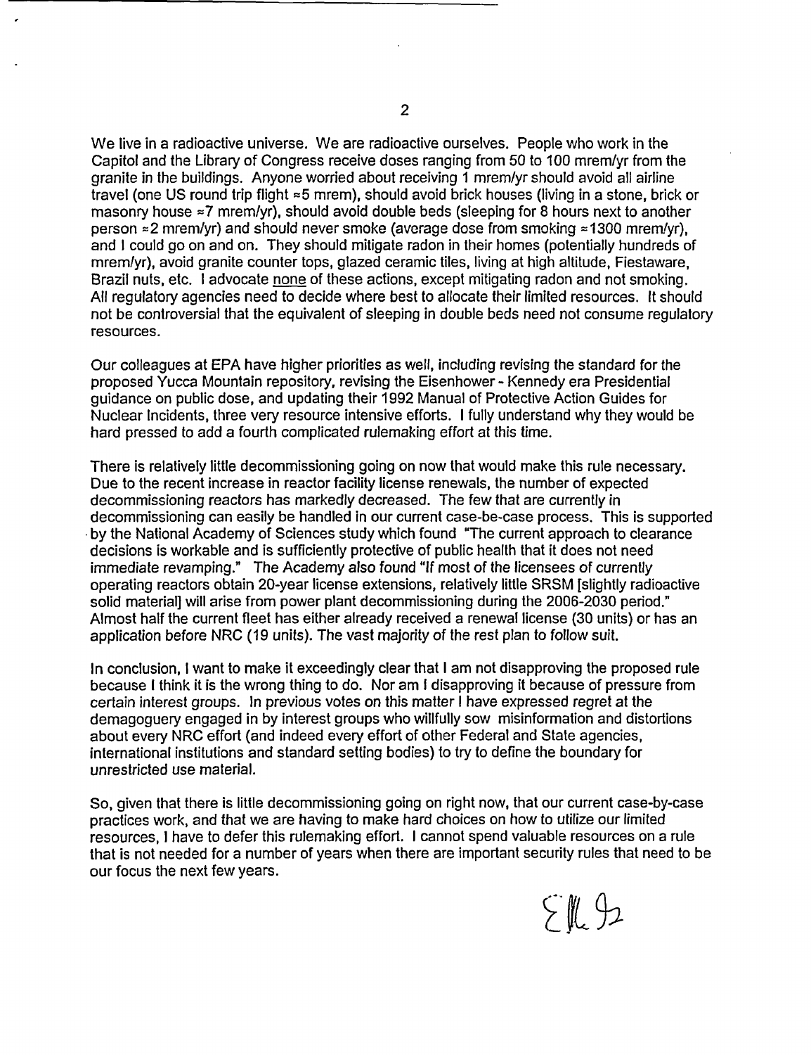We live in a radioactive universe. We are radioactive ourselves. People who work in the Capitol and the Library of Congress receive doses ranging from 50 to 100 mrem/yr from the granite in the buildings. Anyone worried about receiving 1 mrem/yr should avoid all airline travel (one US round trip flight ≈5 mrem), should avoid brick houses (living in a stone, brick or masonry house ≈7 mrem/yr), should avoid double beds (sleeping for 8 hours next to another person ≈2 mrem/yr) and should never smoke (average dose from smoking ≈1300 mrem/yr), and I could go on and on. They should mitigate radon in their homes (potentially hundreds of mrem/yr), avoid granite counter tops, glazed ceramic tiles, living at high altitude, Fiestaware, Brazil nuts, etc. I advocate <u>none</u> of these actions, except mitigating radon and not smoking. All regulatory agencies need to decide where best to allocate their limited resources. It should not be controversial that the equivalent of sleeping in double beds need not consume regulatory resources.

Our colleagues at EPA have higher priorities as well, including revising the standard for the proposed Yucca Mountain repository, revising the Eisenhower - Kennedy era Presidential guidance on public dose, and updating their 1992 Manual of Protective Action Guides for Nuclear Incidents, three very resource intensive efforts. I fully understand why they would be hard pressed to add a fourth complicated rulemaking effort at this time.

There is relatively little decommissioning going on now that would make this rule necessary. Due to the recent increase in reactor facility license renewals, the number of expected decommissioning reactors has markedly decreased. The few that are currently in decommissioning can easily be handled in our current case-be-case process. This is supported by the National Academy of Sciences study which found "The current approach to clearance decisions is workable and is sufficiently protective of public health that it does not need immediate revamping." The Academy also found "If most of the licensees of currently operating reactors obtain 20-year license extensions, relatively little SRSM [slightly radioactive solid material] will arise from power plant decommissioning during the 2006-2030 period." Almost half the current fleet has either already received a renewal license (30 units) or has an application before NRC (19 units). The vast majority of the rest plan to follow suit.

In conclusion, I want to make it exceedingly clear that I am not disapproving the proposed rule because I think it is the wrong thing to do. Nor am I disapproving it because of pressure from certain interest groups. In previous votes on this matter I have expressed regret at the demagoguery engaged in by interest groups who willfully sow misinformation and distortions about every NRC effort (and indeed every effort of other Federal and State agencies, international institutions and standard setting bodies) to try to define the boundary for unrestricted use material.

So, given that there is little decommissioning going on right now, that our current case-by-case practices work, and that we are having to make hard choices on how to utilize our limited resources, I have to defer this rulemaking effort. I cannot spend valuable resources on a rule that is not needed for a number of years when there are important security rules that need to be our focus the next few years.

EMcG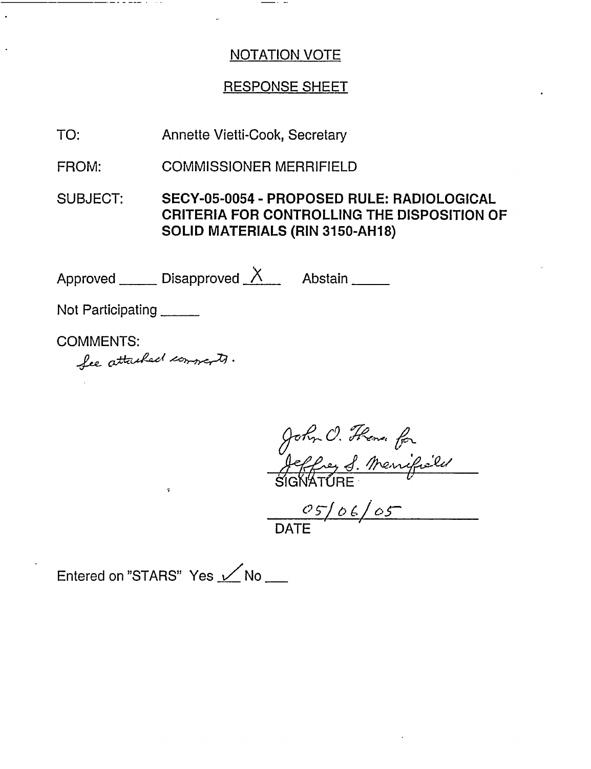NOTATION VOTE

RESPONSE SHEET

TO: Annette Vietti-Cook, Secretary

FROM: COMMISSIONER MERRIFIELD

SUBJECT: **SECY-05-0054 - PROPOSED RULE: RADIOLOGICAL CRITERIA FOR CONTROLLING THE DISPOSITION OF SOLID MATERIALS (RIN 3150-AH18)**

Approved _____ Disapproved X Abstain _____

Not Participating _____

COMMENTS:

See attached comments.

John O. Thoma for
Jeffrey S. Merrifield
SIGNATURE

05/06/05
DATE

Entered on "STARS" Yes ✓ No ___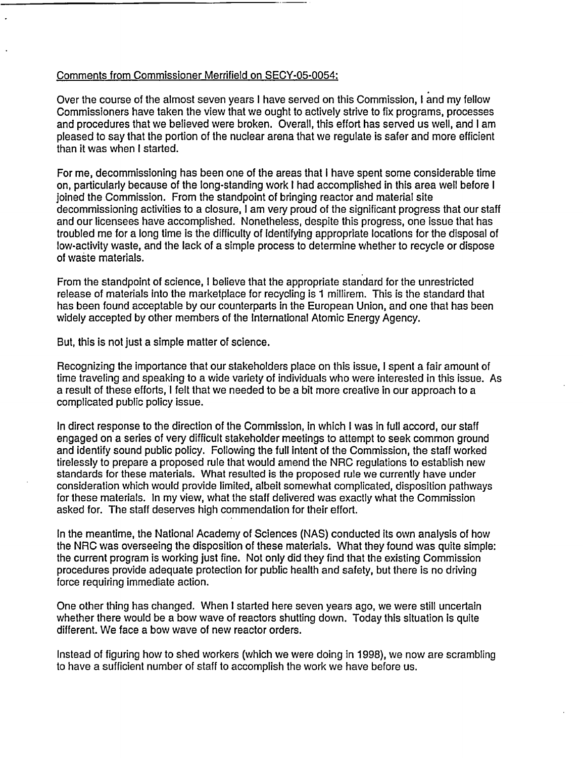Comments from Commissioner Merrifield on SECY-05-0054:

Over the course of the almost seven years I have served on this Commission, I and my fellow Commissioners have taken the view that we ought to actively strive to fix programs, processes and procedures that we believed were broken. Overall, this effort has served us well, and I am pleased to say that the portion of the nuclear arena that we regulate is safer and more efficient than it was when I started.

For me, decommissioning has been one of the areas that I have spent some considerable time on, particularly because of the long-standing work I had accomplished in this area well before I joined the Commission. From the standpoint of bringing reactor and material site decommissioning activities to a closure, I am very proud of the significant progress that our staff and our licensees have accomplished. Nonetheless, despite this progress, one issue that has troubled me for a long time is the difficulty of identifying appropriate locations for the disposal of low-activity waste, and the lack of a simple process to determine whether to recycle or dispose of waste materials.

From the standpoint of science, I believe that the appropriate standard for the unrestricted release of materials into the marketplace for recycling is 1 millirem. This is the standard that has been found acceptable by our counterparts in the European Union, and one that has been widely accepted by other members of the International Atomic Energy Agency.

But, this is not just a simple matter of science.

Recognizing the importance that our stakeholders place on this issue, I spent a fair amount of time traveling and speaking to a wide variety of individuals who were interested in this issue. As a result of these efforts, I felt that we needed to be a bit more creative in our approach to a complicated public policy issue.

In direct response to the direction of the Commission, in which I was in full accord, our staff engaged on a series of very difficult stakeholder meetings to attempt to seek common ground and identify sound public policy. Following the full intent of the Commission, the staff worked tirelessly to prepare a proposed rule that would amend the NRC regulations to establish new standards for these materials. What resulted is the proposed rule we currently have under consideration which would provide limited, albeit somewhat complicated, disposition pathways for these materials. In my view, what the staff delivered was exactly what the Commission asked for. The staff deserves high commendation for their effort.

In the meantime, the National Academy of Sciences (NAS) conducted its own analysis of how the NRC was overseeing the disposition of these materials. What they found was quite simple: the current program is working just fine. Not only did they find that the existing Commission procedures provide adequate protection for public health and safety, but there is no driving force requiring immediate action.

One other thing has changed. When I started here seven years ago, we were still uncertain whether there would be a bow wave of reactors shutting down. Today this situation is quite different. We face a bow wave of new reactor orders.

Instead of figuring how to shed workers (which we were doing in 1998), we now are scrambling to have a sufficient number of staff to accomplish the work we have before us.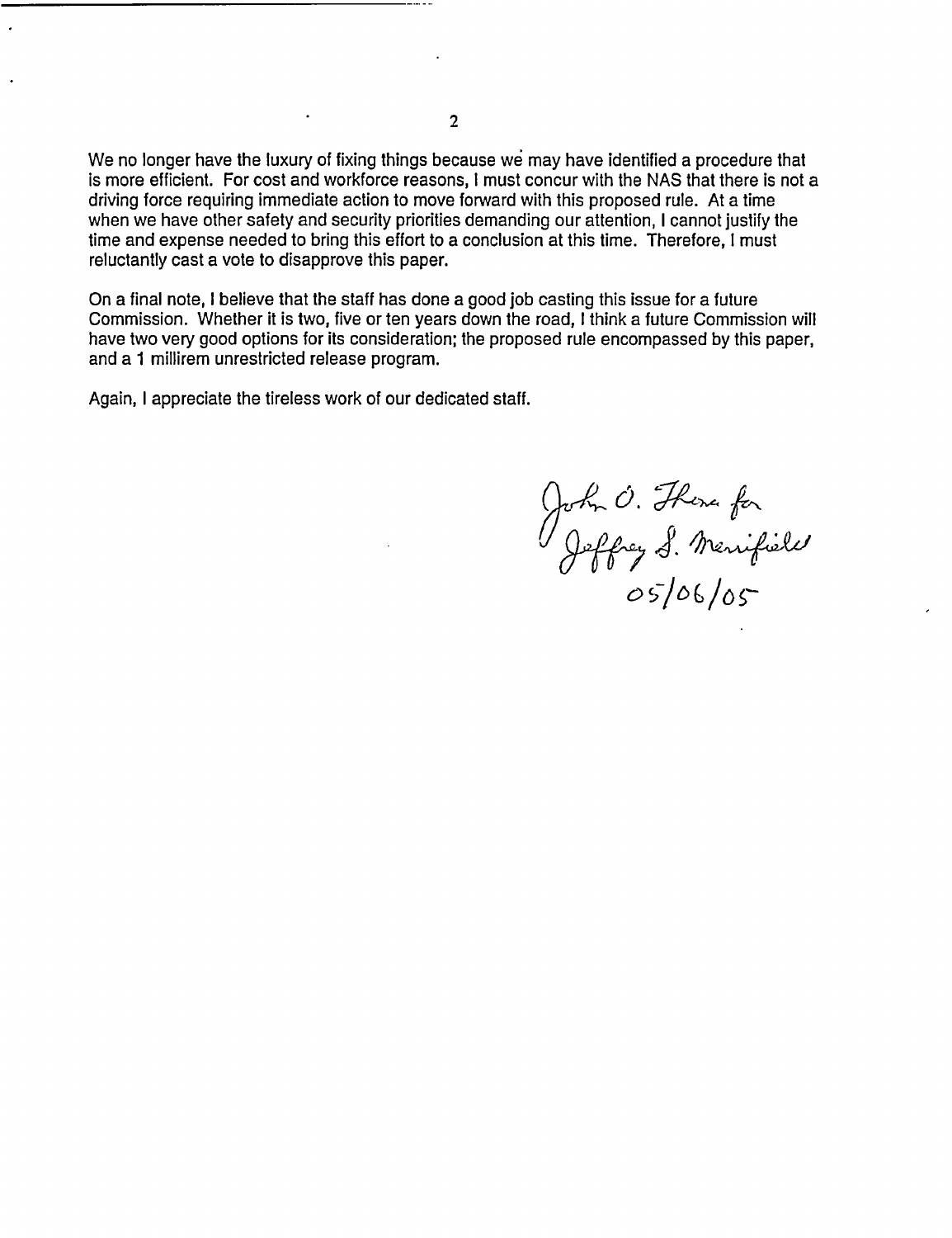We no longer have the luxury of fixing things because we may have identified a procedure that is more efficient. For cost and workforce reasons, I must concur with the NAS that there is not a driving force requiring immediate action to move forward with this proposed rule. At a time when we have other safety and security priorities demanding our attention, I cannot justify the time and expense needed to bring this effort to a conclusion at this time. Therefore, I must reluctantly cast a vote to disapprove this paper.

On a final note, I believe that the staff has done a good job casting this issue for a future Commission. Whether it is two, five or ten years down the road, I think a future Commission will have two very good options for its consideration; the proposed rule encompassed by this paper, and a 1 millirem unrestricted release program.

Again, I appreciate the tireless work of our dedicated staff.

John O. Thoma for
Jeffrey S. Merrifield
05/06/05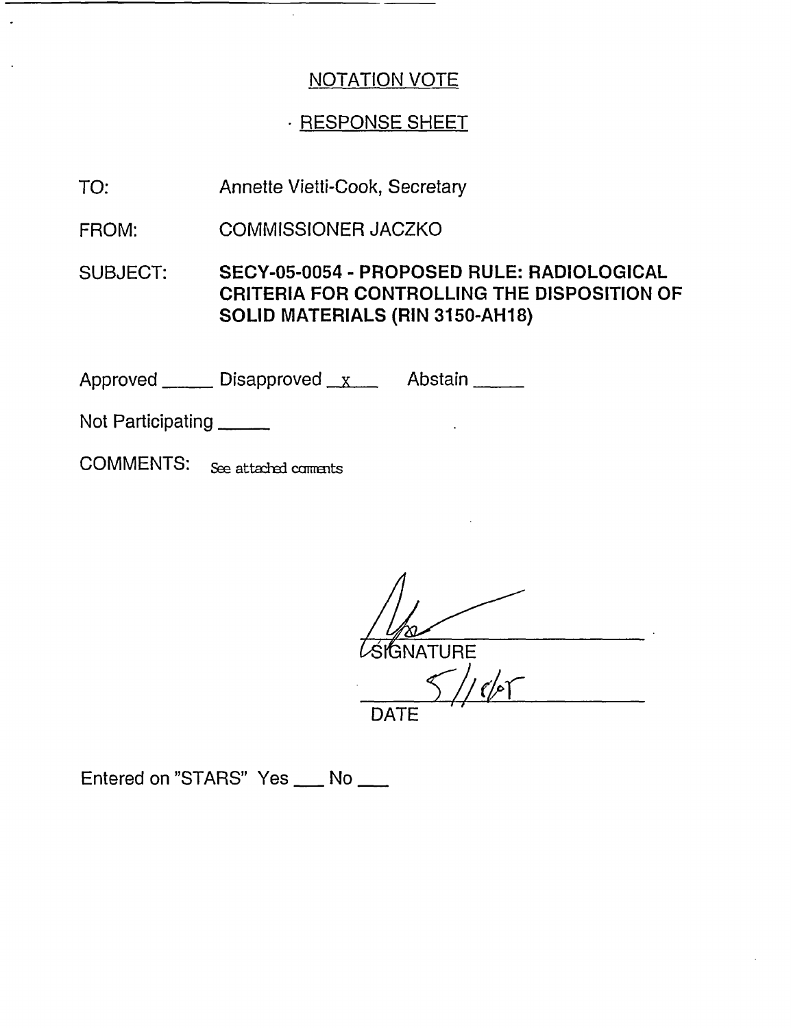## NOTATION VOTE

## · RESPONSE SHEET

TO: Annette Vietti-Cook, Secretary

FROM: COMMISSIONER JACZKO

SUBJECT: **SECY-05-0054 - PROPOSED RULE: RADIOLOGICAL CRITERIA FOR CONTROLLING THE DISPOSITION OF SOLID MATERIALS (RIN 3150-AH18)**

Approved _____ Disapproved __x__ Abstain _____

Not Participating _____

COMMENTS: See attached comments

SIGNATURE

5/11/05

DATE

Entered on "STARS" Yes ___ No ___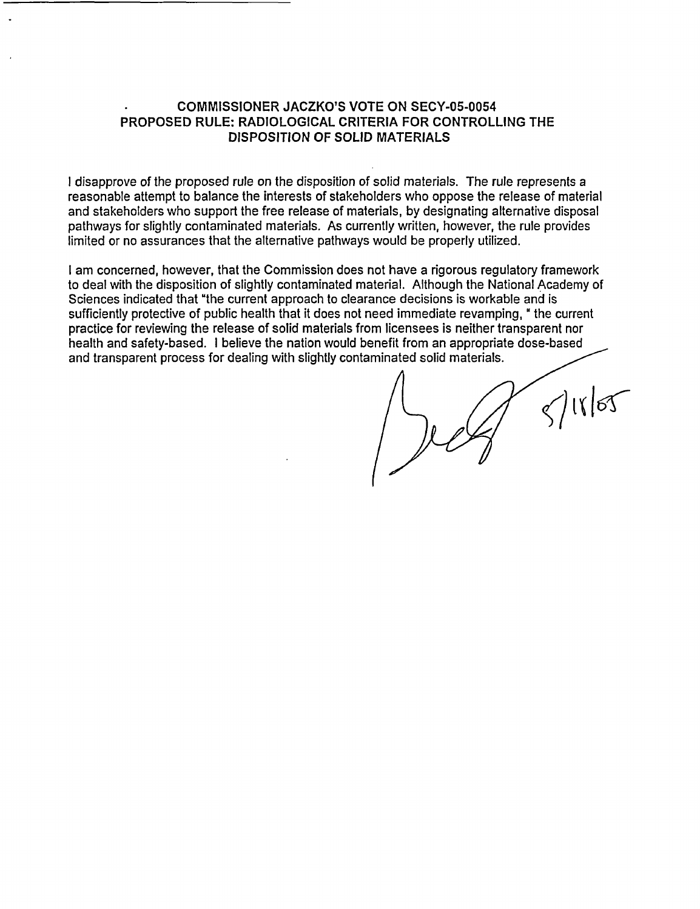## COMMISSIONER JACZKO'S VOTE ON SECY-05-0054 PROPOSED RULE: RADIOLOGICAL CRITERIA FOR CONTROLLING THE DISPOSITION OF SOLID MATERIALS

I disapprove of the proposed rule on the disposition of solid materials. The rule represents a reasonable attempt to balance the interests of stakeholders who oppose the release of material and stakeholders who support the free release of materials, by designating alternative disposal pathways for slightly contaminated materials. As currently written, however, the rule provides limited or no assurances that the alternative pathways would be properly utilized.

I am concerned, however, that the Commission does not have a rigorous regulatory framework to deal with the disposition of slightly contaminated material. Although the National Academy of Sciences indicated that "the current approach to clearance decisions is workable and is sufficiently protective of public health that it does not need immediate revamping, " the current practice for reviewing the release of solid materials from licensees is neither transparent nor health and safety-based. I believe the nation would benefit from an appropriate dose-based and transparent process for dealing with slightly contaminated solid materials.

5/18/05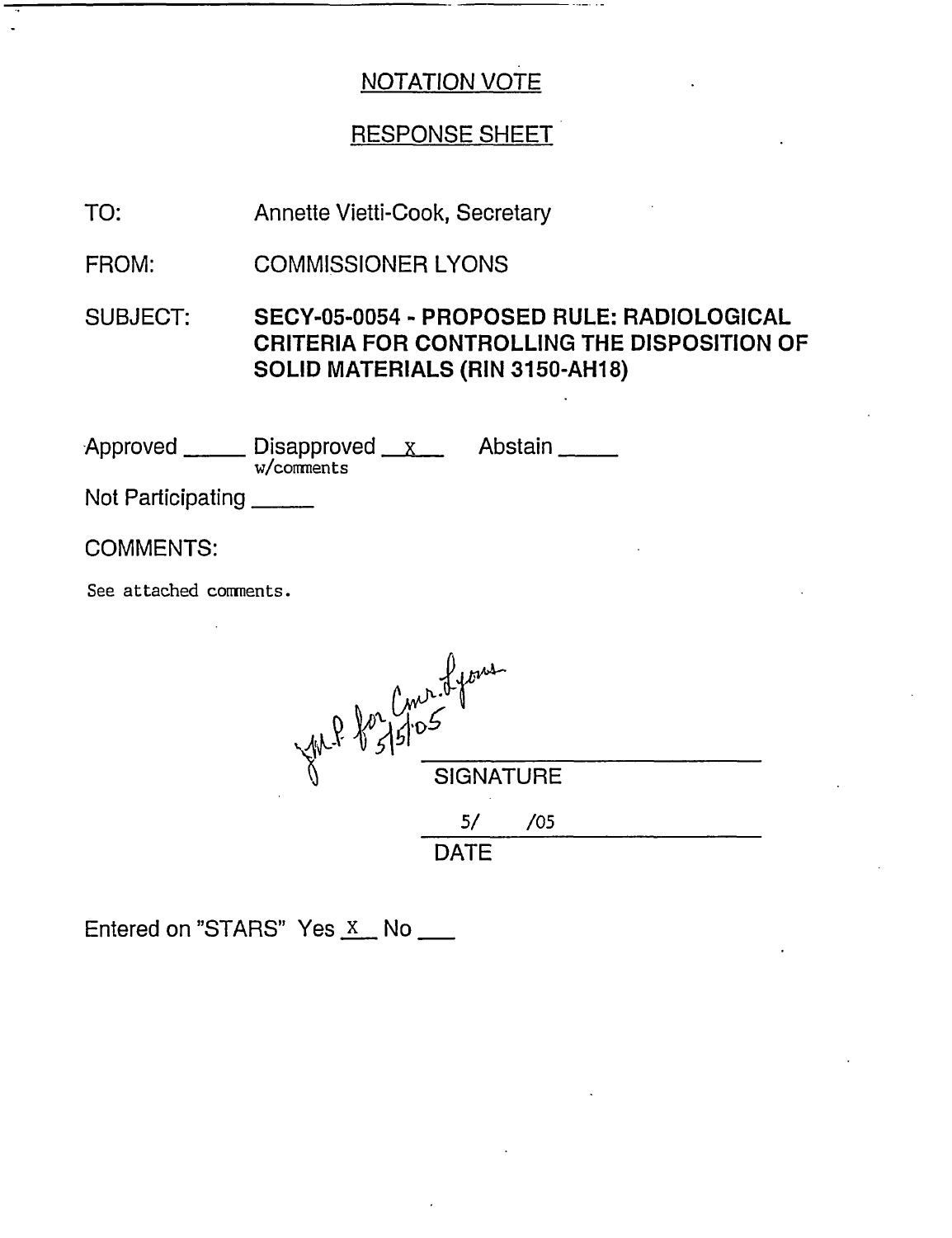## NOTATION VOTE

## RESPONSE SHEET

TO: Annette Vietti-Cook, Secretary

FROM: COMMISSIONER LYONS

SUBJECT: **SECY-05-0054 - PROPOSED RULE: RADIOLOGICAL CRITERIA FOR CONTROLLING THE DISPOSITION OF SOLID MATERIALS (RIN 3150-AH18)**

Approved _____ Disapproved __X__ w/comments Abstain _____

Not Participating _____

COMMENTS:

See attached comments.

JMP for Cmr. Lyons 5/5/05

SIGNATURE

5/ /05

DATE

Entered on "STARS" Yes _X_ No ___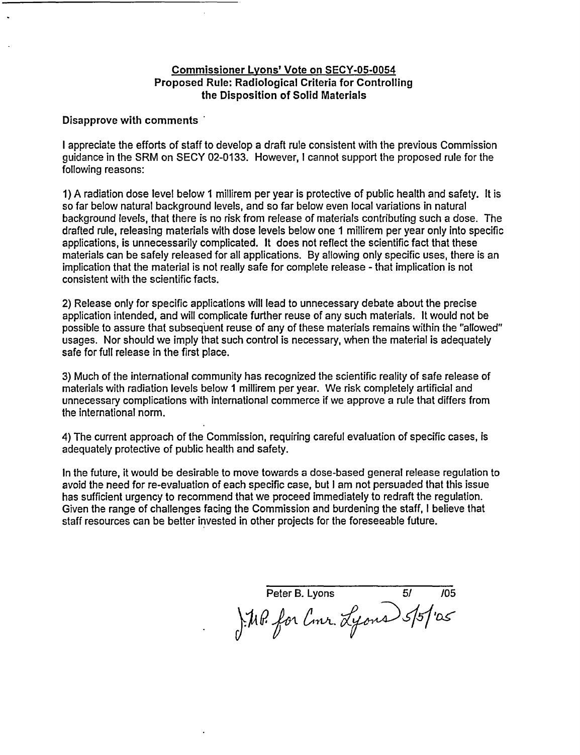**Commissioner Lyons' Vote on SECY-05-0054**
**Proposed Rule: Radiological Criteria for Controlling the Disposition of Solid Materials**

**Disapprove with comments**

I appreciate the efforts of staff to develop a draft rule consistent with the previous Commission guidance in the SRM on SECY 02-0133. However, I cannot support the proposed rule for the following reasons:

1) A radiation dose level below 1 millirem per year is protective of public health and safety. It is so far below natural background levels, and so far below even local variations in natural background levels, that there is no risk from release of materials contributing such a dose. The drafted rule, releasing materials with dose levels below one 1 millirem per year only into specific applications, is unnecessarily complicated. It does not reflect the scientific fact that these materials can be safely released for all applications. By allowing only specific uses, there is an implication that the material is not really safe for complete release - that implication is not consistent with the scientific facts.

2) Release only for specific applications will lead to unnecessary debate about the precise application intended, and will complicate further reuse of any such materials. It would not be possible to assure that subsequent reuse of any of these materials remains within the "allowed" usages. Nor should we imply that such control is necessary, when the material is adequately safe for full release in the first place.

3) Much of the international community has recognized the scientific reality of safe release of materials with radiation levels below 1 millirem per year. We risk completely artificial and unnecessary complications with international commerce if we approve a rule that differs from the international norm.

4) The current approach of the Commission, requiring careful evaluation of specific cases, is adequately protective of public health and safety.

In the future, it would be desirable to move towards a dose-based general release regulation to avoid the need for re-evaluation of each specific case, but I am not persuaded that this issue has sufficient urgency to recommend that we proceed immediately to redraft the regulation. Given the range of challenges facing the Commission and burdening the staff, I believe that staff resources can be better invested in other projects for the foreseeable future.

Peter B. Lyons 5/ /05

JMP for Cmr. Lyons 5/5/'05